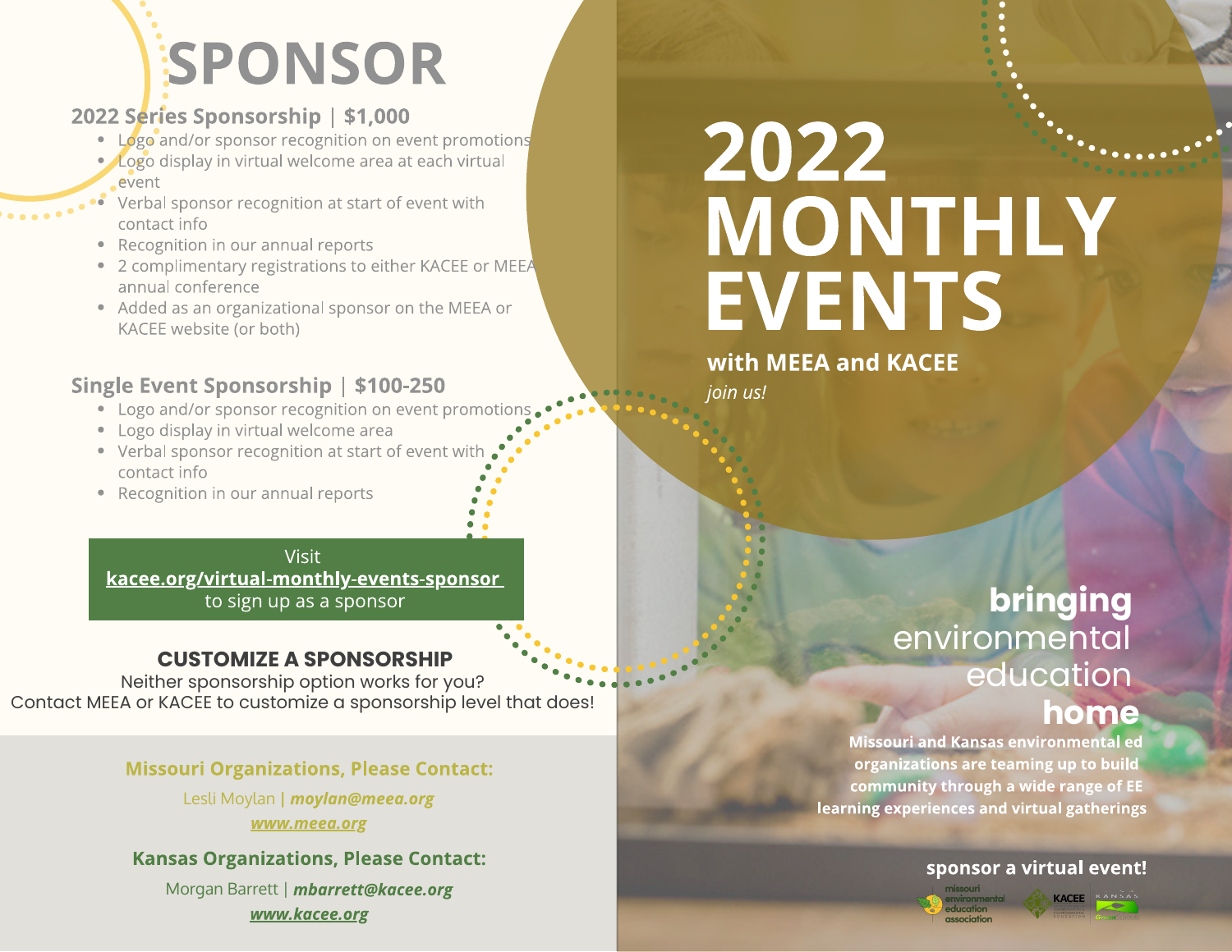# SPONSOR

## 2022 Series Sponsorship | $1,000

- Logo and/or sponsor recognition on event promotions
- Logo display in virtual welcome area at each virtual event
- Verbal sponsor recognition at start of event with contact info
- Recognition in our annual reports
- 2 complimentary registrations to either KACEE or MEEA annual conference
- Added as an organizational sponsor on the MEEA or KACEE website (or both)

## Single Event Sponsorship | $100-250

- Logo and/or sponsor recognition on event promotions
- Logo display in virtual welcome area
- Verbal sponsor recognition at start of event with contact info
- Recognition in our annual reports

Visit
**kacee.org/virtual-monthly-events-sponsor**
to sign up as a sponsor

## CUSTOMIZE A SPONSORSHIP

Neither sponsorship option works for you?
Contact MEEA or KACEE to customize a sponsorship level that does!

### Missouri Organizations, Please Contact:

Lesli Moylan | ***moylan@meea.org***
***www.meea.org***

### Kansas Organizations, Please Contact:

Morgan Barrett | ***mbarrett@kacee.org***
***www.kacee.org***

# 2022 MONTHLY EVENTS

**with MEEA and KACEE**
*join us!*

**bringing** environmental education **home**

**Missouri and Kansas environmental ed organizations are teaming up to build community through a wide range of EE learning experiences and virtual gatherings**

**sponsor a virtual event!**

missouri environmental education association | KACEE | KANSAS Green Schools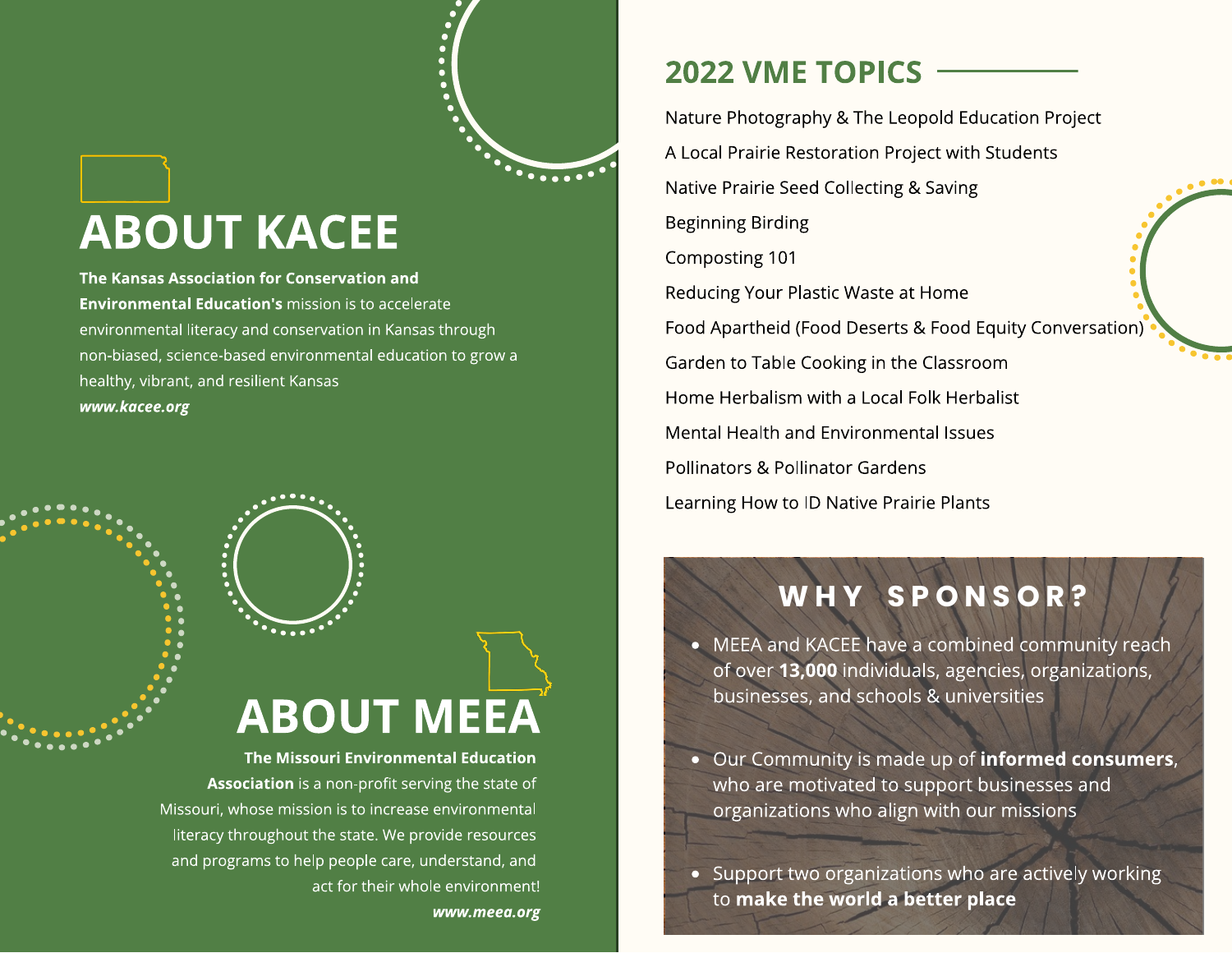# ABOUT KACEE

**The Kansas Association for Conservation and Environmental Education's** mission is to accelerate environmental literacy and conservation in Kansas through non-biased, science-based environmental education to grow a healthy, vibrant, and resilient Kansas

***www.kacee.org***

# ABOUT MEEA

**The Missouri Environmental Education Association** is a non-profit serving the state of Missouri, whose mission is to increase environmental literacy throughout the state. We provide resources and programs to help people care, understand, and act for their whole environment!

***www.meea.org***

## 2022 VME TOPICS

Nature Photography & The Leopold Education Project

A Local Prairie Restoration Project with Students

Native Prairie Seed Collecting & Saving

Beginning Birding

Composting 101

Reducing Your Plastic Waste at Home

Food Apartheid (Food Deserts & Food Equity Conversation)

Garden to Table Cooking in the Classroom

Home Herbalism with a Local Folk Herbalist

Mental Health and Environmental Issues

Pollinators & Pollinator Gardens

Learning How to ID Native Prairie Plants

## WHY SPONSOR?

- MEEA and KACEE have a combined community reach of over **13,000** individuals, agencies, organizations, businesses, and schools & universities
- Our Community is made up of **informed consumers**, who are motivated to support businesses and organizations who align with our missions
- Support two organizations who are actively working to **make the world a better place**